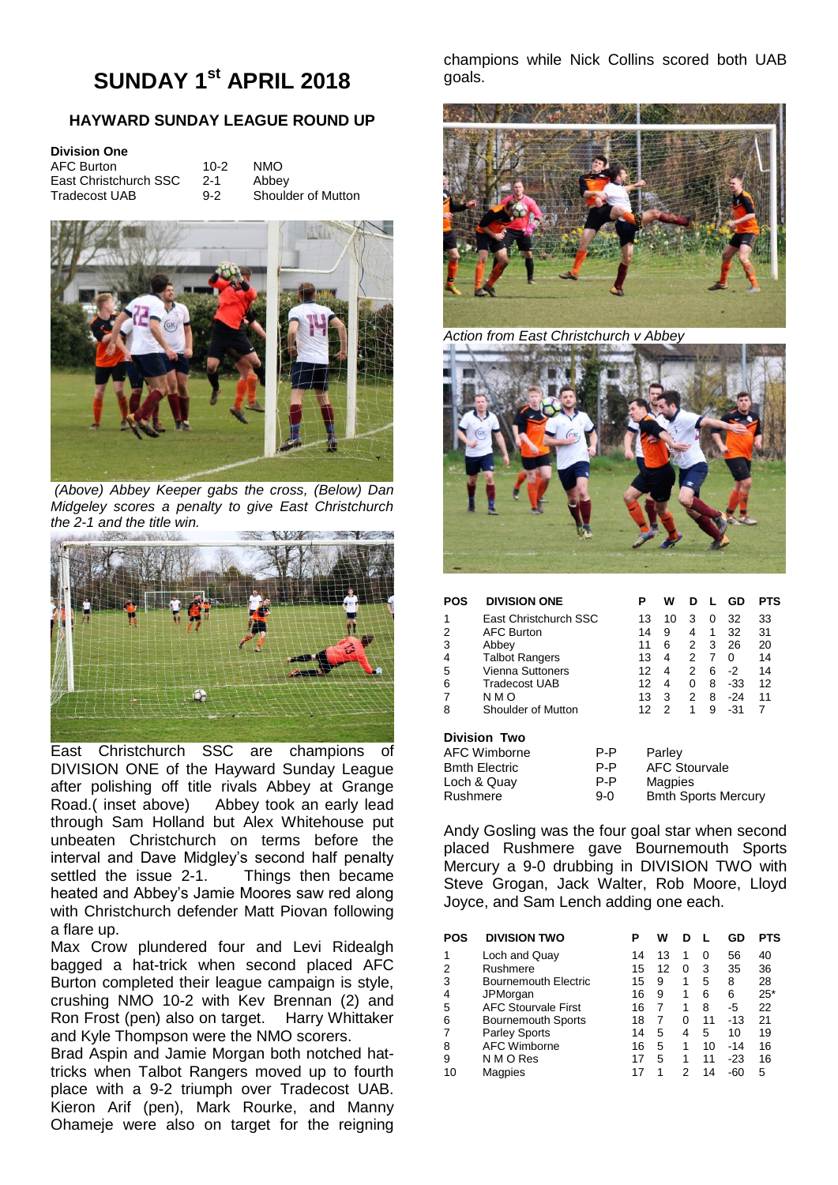# SUNDAY 1st APRIL 2018

### HAYWARD SUNDAY LEAGUE ROUND UP

**Division One**

| | | |
|---|---|---|
| AFC Burton | 10-2 | NMO |
| East Christchurch SSC | 2-1 | Abbey |
| Tradecost UAB | 9-2 | Shoulder of Mutton |

*(Above) Abbey Keeper gabs the cross, (Below) Dan Midgeley scores a penalty to give East Christchurch the 2-1 and the title win.*

East Christchurch SSC are champions of DIVISION ONE of the Hayward Sunday League after polishing off title rivals Abbey at Grange Road.( inset above) Abbey took an early lead through Sam Holland but Alex Whitehouse put unbeaten Christchurch on terms before the interval and Dave Midgley's second half penalty settled the issue 2-1. Things then became heated and Abbey's Jamie Moores saw red along with Christchurch defender Matt Piovan following a flare up.

Max Crow plundered four and Levi Ridealgh bagged a hat-trick when second placed AFC Burton completed their league campaign is style, crushing NMO 10-2 with Kev Brennan (2) and Ron Frost (pen) also on target. Harry Whittaker and Kyle Thompson were the NMO scorers.

Brad Aspin and Jamie Morgan both notched hat-tricks when Talbot Rangers moved up to fourth place with a 9-2 triumph over Tradecost UAB. Kieron Arif (pen), Mark Rourke, and Manny Ohameje were also on target for the reigning champions while Nick Collins scored both UAB goals.

*Action from East Christchurch v Abbey*

| POS | DIVISION ONE | P | W | D | L | GD | PTS |
|---|---|---|---|---|---|---|---|
| 1 | East Christchurch SSC | 13 | 10 | 3 | 0 | 32 | 33 |
| 2 | AFC Burton | 14 | 9 | 4 | 1 | 32 | 31 |
| 3 | Abbey | 11 | 6 | 2 | 3 | 26 | 20 |
| 4 | Talbot Rangers | 13 | 4 | 2 | 7 | 0 | 14 |
| 5 | Vienna Suttoners | 12 | 4 | 2 | 6 | -2 | 14 |
| 6 | Tradecost UAB | 12 | 4 | 0 | 8 | -33 | 12 |
| 7 | N M O | 13 | 3 | 2 | 8 | -24 | 11 |
| 8 | Shoulder of Mutton | 12 | 2 | 1 | 9 | -31 | 7 |

**Division Two**

| | | |
|---|---|---|
| AFC Wimborne | P-P | Parley |
| Bmth Electric | P-P | AFC Stourvale |
| Loch & Quay | P-P | Magpies |
| Rushmere | 9-0 | Bmth Sports Mercury |

Andy Gosling was the four goal star when second placed Rushmere gave Bournemouth Sports Mercury a 9-0 drubbing in DIVISION TWO with Steve Grogan, Jack Walter, Rob Moore, Lloyd Joyce, and Sam Lench adding one each.

| POS | DIVISION TWO | P | W | D | L | GD | PTS |
|---|---|---|---|---|---|---|---|
| 1 | Loch and Quay | 14 | 13 | 1 | 0 | 56 | 40 |
| 2 | Rushmere | 15 | 12 | 0 | 3 | 35 | 36 |
| 3 | Bournemouth Electric | 15 | 9 | 1 | 5 | 8 | 28 |
| 4 | JPMorgan | 16 | 9 | 1 | 6 | 6 | 25* |
| 5 | AFC Stourvale First | 16 | 7 | 1 | 8 | -5 | 22 |
| 6 | Bournemouth Sports | 18 | 7 | 0 | 11 | -13 | 21 |
| 7 | Parley Sports | 14 | 5 | 4 | 5 | 10 | 19 |
| 8 | AFC Wimborne | 16 | 5 | 1 | 10 | -14 | 16 |
| 9 | N M O Res | 17 | 5 | 1 | 11 | -23 | 16 |
| 10 | Magpies | 17 | 1 | 2 | 14 | -60 | 5 |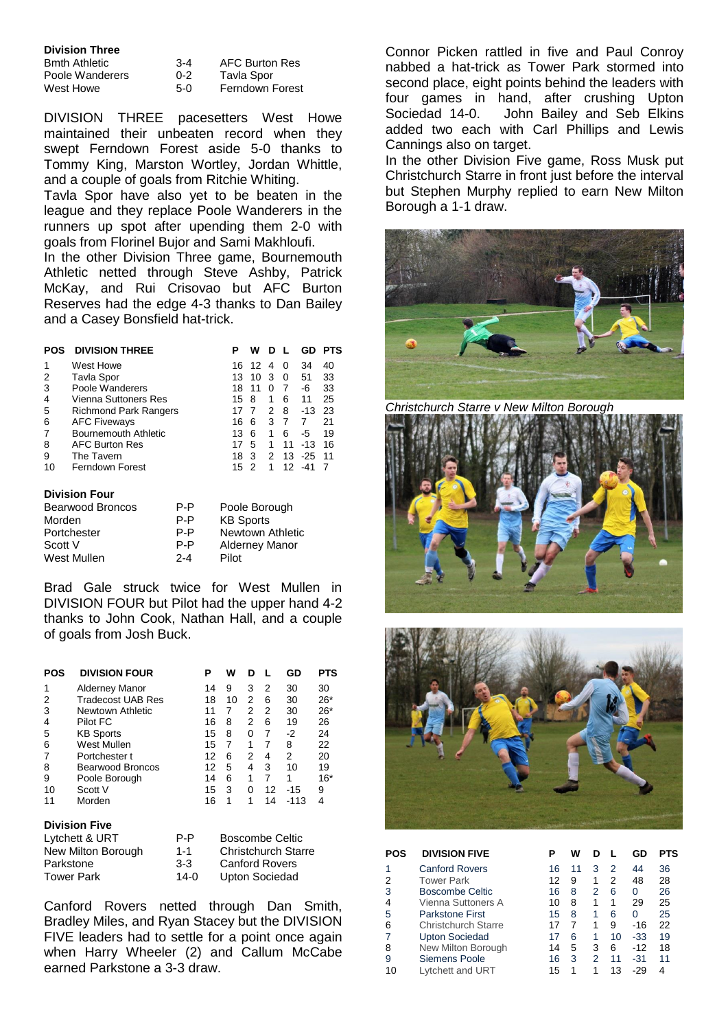**Division Three**

| | | |
|---|---|---|
| Bmth Athletic | 3-4 | AFC Burton Res |
| Poole Wanderers | 0-2 | Tavla Spor |
| West Howe | 5-0 | Ferndown Forest |

DIVISION THREE pacesetters West Howe maintained their unbeaten record when they swept Ferndown Forest aside 5-0 thanks to Tommy King, Marston Wortley, Jordan Whittle, and a couple of goals from Ritchie Whiting.

Tavla Spor have also yet to be beaten in the league and they replace Poole Wanderers in the runners up spot after upending them 2-0 with goals from Florinel Bujor and Sami Makhloufi.

In the other Division Three game, Bournemouth Athletic netted through Steve Ashby, Patrick McKay, and Rui Crisovao but AFC Burton Reserves had the edge 4-3 thanks to Dan Bailey and a Casey Bonsfield hat-trick.

| POS | DIVISION THREE | P | W | D | L | GD | PTS |
|---|---|---|---|---|---|---|---|
| 1 | West Howe | 16 | 12 | 4 | 0 | 34 | 40 |
| 2 | Tavla Spor | 13 | 10 | 3 | 0 | 51 | 33 |
| 3 | Poole Wanderers | 18 | 11 | 0 | 7 | -6 | 33 |
| 4 | Vienna Suttoners Res | 15 | 8 | 1 | 6 | 11 | 25 |
| 5 | Richmond Park Rangers | 17 | 7 | 2 | 8 | -13 | 23 |
| 6 | AFC Fiveways | 16 | 6 | 3 | 7 | 7 | 21 |
| 7 | Bournemouth Athletic | 13 | 6 | 1 | 6 | -5 | 19 |
| 8 | AFC Burton Res | 17 | 5 | 1 | 11 | -13 | 16 |
| 9 | The Tavern | 18 | 3 | 2 | 13 | -25 | 11 |
| 10 | Ferndown Forest | 15 | 2 | 1 | 12 | -41 | 7 |

**Division Four**

| | | |
|---|---|---|
| Bearwood Broncos | P-P | Poole Borough |
| Morden | P-P | KB Sports |
| Portchester | P-P | Newtown Athletic |
| Scott V | P-P | Alderney Manor |
| West Mullen | 2-4 | Pilot |

Brad Gale struck twice for West Mullen in DIVISION FOUR but Pilot had the upper hand 4-2 thanks to John Cook, Nathan Hall, and a couple of goals from Josh Buck.

| POS | DIVISION FOUR | P | W | D | L | GD | PTS |
|---|---|---|---|---|---|---|---|
| 1 | Alderney Manor | 14 | 9 | 3 | 2 | 30 | 30 |
| 2 | Tradecost UAB Res | 18 | 10 | 2 | 6 | 30 | 26* |
| 3 | Newtown Athletic | 11 | 7 | 2 | 2 | 30 | 26* |
| 4 | Pilot FC | 16 | 8 | 2 | 6 | 19 | 26 |
| 5 | KB Sports | 15 | 8 | 0 | 7 | -2 | 24 |
| 6 | West Mullen | 15 | 7 | 1 | 7 | 8 | 22 |
| 7 | Portchester t | 12 | 6 | 2 | 4 | 2 | 20 |
| 8 | Bearwood Broncos | 12 | 5 | 4 | 3 | 10 | 19 |
| 9 | Poole Borough | 14 | 6 | 1 | 7 | 1 | 16* |
| 10 | Scott V | 15 | 3 | 0 | 12 | -15 | 9 |
| 11 | Morden | 16 | 1 | 1 | 14 | -113 | 4 |

**Division Five**

| | | |
|---|---|---|
| Lytchett & URT | P-P | Boscombe Celtic |
| New Milton Borough | 1-1 | Christchurch Starre |
| Parkstone | 3-3 | Canford Rovers |
| Tower Park | 14-0 | Upton Sociedad |

Canford Rovers netted through Dan Smith, Bradley Miles, and Ryan Stacey but the DIVISION FIVE leaders had to settle for a point once again when Harry Wheeler (2) and Callum McCabe earned Parkstone a 3-3 draw.

Connor Picken rattled in five and Paul Conroy nabbed a hat-trick as Tower Park stormed into second place, eight points behind the leaders with four games in hand, after crushing Upton Sociedad 14-0. John Bailey and Seb Elkins added two each with Carl Phillips and Lewis Cannings also on target.

In the other Division Five game, Ross Musk put Christchurch Starre in front just before the interval but Stephen Murphy replied to earn New Milton Borough a 1-1 draw.

*Christchurch Starre v New Milton Borough*

| POS | DIVISION FIVE | P | W | D | L | GD | PTS |
|---|---|---|---|---|---|---|---|
| 1 | Canford Rovers | 16 | 11 | 3 | 2 | 44 | 36 |
| 2 | Tower Park | 12 | 9 | 1 | 2 | 48 | 28 |
| 3 | Boscombe Celtic | 16 | 8 | 2 | 6 | 0 | 26 |
| 4 | Vienna Suttoners A | 10 | 8 | 1 | 1 | 29 | 25 |
| 5 | Parkstone First | 15 | 8 | 1 | 6 | 0 | 25 |
| 6 | Christchurch Starre | 17 | 7 | 1 | 9 | -16 | 22 |
| 7 | Upton Sociedad | 17 | 6 | 1 | 10 | -33 | 19 |
| 8 | New Milton Borough | 14 | 5 | 3 | 6 | -12 | 18 |
| 9 | Siemens Poole | 16 | 3 | 2 | 11 | -31 | 11 |
| 10 | Lytchett and URT | 15 | 1 | 1 | 13 | -29 | 4 |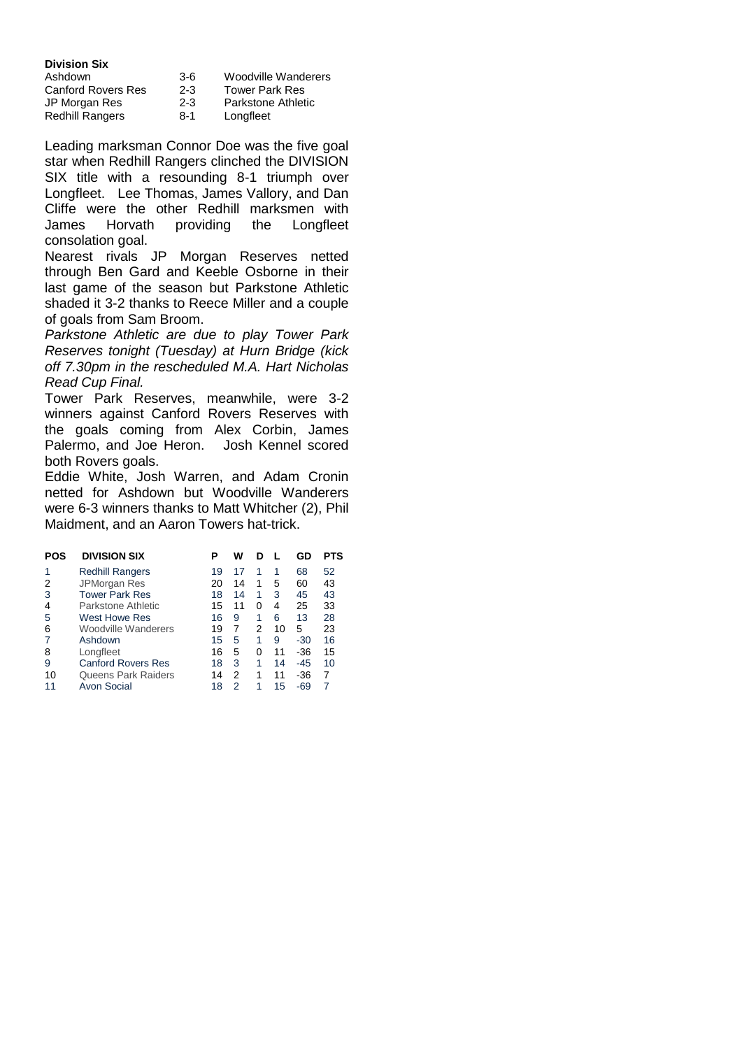**Division Six**

| | | |
|---|---|---|
| Ashdown | 3-6 | Woodville Wanderers |
| Canford Rovers Res | 2-3 | Tower Park Res |
| JP Morgan Res | 2-3 | Parkstone Athletic |
| Redhill Rangers | 8-1 | Longfleet |

Leading marksman Connor Doe was the five goal star when Redhill Rangers clinched the DIVISION SIX title with a resounding 8-1 triumph over Longfleet. Lee Thomas, James Vallory, and Dan Cliffe were the other Redhill marksmen with James Horvath providing the Longfleet consolation goal.

Nearest rivals JP Morgan Reserves netted through Ben Gard and Keeble Osborne in their last game of the season but Parkstone Athletic shaded it 3-2 thanks to Reece Miller and a couple of goals from Sam Broom.

*Parkstone Athletic are due to play Tower Park Reserves tonight (Tuesday) at Hurn Bridge (kick off 7.30pm in the rescheduled M.A. Hart Nicholas Read Cup Final.*

Tower Park Reserves, meanwhile, were 3-2 winners against Canford Rovers Reserves with the goals coming from Alex Corbin, James Palermo, and Joe Heron. Josh Kennel scored both Rovers goals.

Eddie White, Josh Warren, and Adam Cronin netted for Ashdown but Woodville Wanderers were 6-3 winners thanks to Matt Whitcher (2), Phil Maidment, and an Aaron Towers hat-trick.

| POS | DIVISION SIX | P | W | D | L | GD | PTS |
|---|---|---|---|---|---|---|---|
| 1 | Redhill Rangers | 19 | 17 | 1 | 1 | 68 | 52 |
| 2 | JPMorgan Res | 20 | 14 | 1 | 5 | 60 | 43 |
| 3 | Tower Park Res | 18 | 14 | 1 | 3 | 45 | 43 |
| 4 | Parkstone Athletic | 15 | 11 | 0 | 4 | 25 | 33 |
| 5 | West Howe Res | 16 | 9 | 1 | 6 | 13 | 28 |
| 6 | Woodville Wanderers | 19 | 7 | 2 | 10 | 5 | 23 |
| 7 | Ashdown | 15 | 5 | 1 | 9 | -30 | 16 |
| 8 | Longfleet | 16 | 5 | 0 | 11 | -36 | 15 |
| 9 | Canford Rovers Res | 18 | 3 | 1 | 14 | -45 | 10 |
| 10 | Queens Park Raiders | 14 | 2 | 1 | 11 | -36 | 7 |
| 11 | Avon Social | 18 | 2 | 1 | 15 | -69 | 7 |